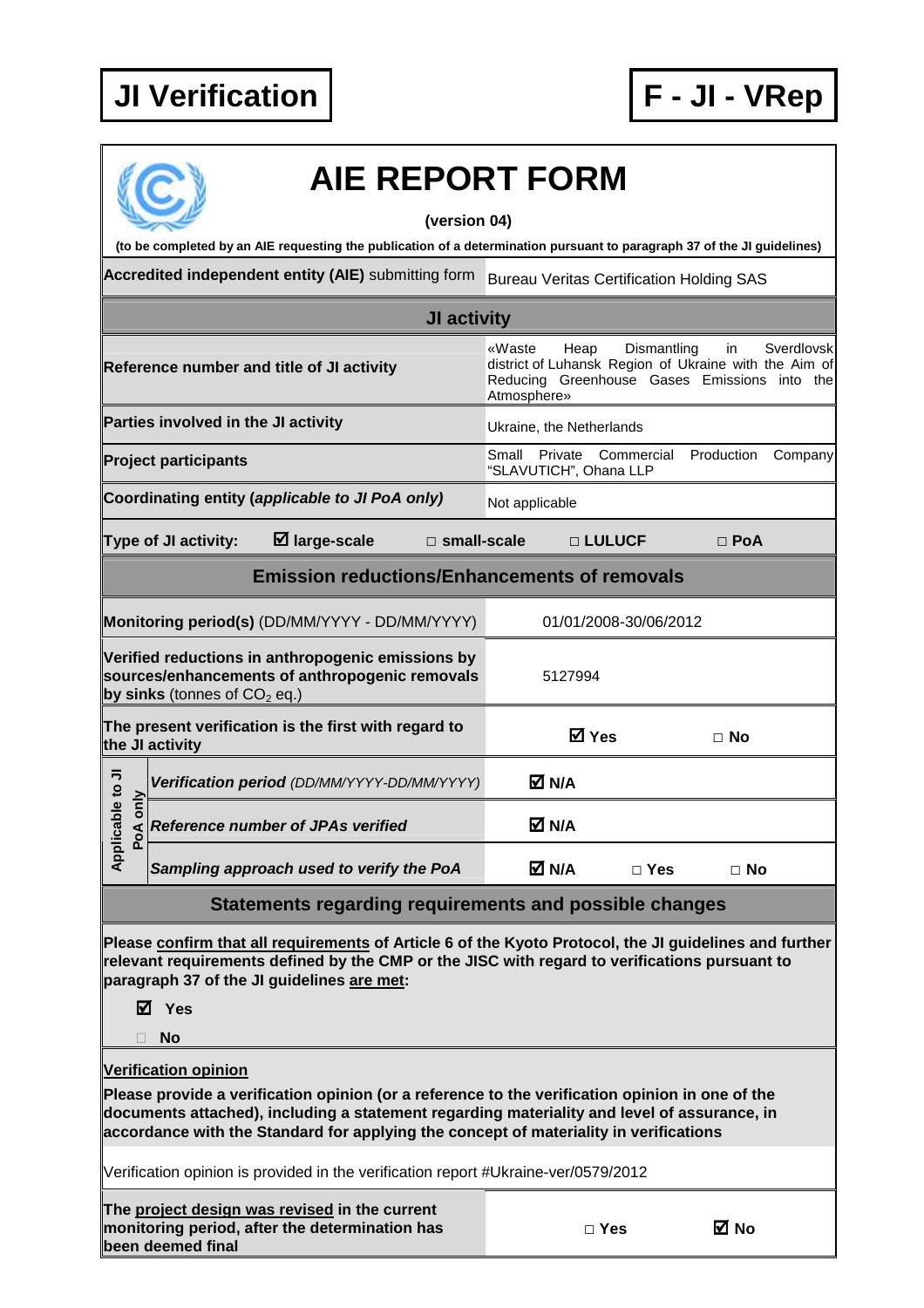**JI Verification** | **F - JI - VRep**

# AIE REPORT FORM

**(version 04)**

**(to be completed by an AIE requesting the publication of a determination pursuant to paragraph 37 of the JI guidelines)**

| | |
|---|---|
| **Accredited independent entity (AIE)** submitting form | Bureau Veritas Certification Holding SAS |

## JI activity

| | |
|---|---|
| **Reference number and title of JI activity** | «Waste Heap Dismantling in Sverdlovsk district of Luhansk Region of Ukraine with the Aim of Reducing Greenhouse Gases Emissions into the Atmosphere» |
| **Parties involved in the JI activity** | Ukraine, the Netherlands |
| **Project participants** | Small Private Commercial Production Company "SLAVUTICH", Ohana LLP |
| **Coordinating entity (*applicable to JI PoA only*)** | Not applicable |

**Type of JI activity:** ☑ **large-scale** □ **small-scale** □ **LULUCF** □ **PoA**

## Emission reductions/Enhancements of removals

| | |
|---|---|
| **Monitoring period(s)** (DD/MM/YYYY - DD/MM/YYYY) | 01/01/2008-30/06/2012 |
| **Verified reductions in anthropogenic emissions by sources/enhancements of anthropogenic removals by sinks** (tonnes of $CO_2$ eq.) | 5127994 |
| **The present verification is the first with regard to the JI activity** | ☑ **Yes** □ **No** |

| Applicable to JI PoA only | | |
|---|---|---|
| | ***Verification period*** *(DD/MM/YYYY-DD/MM/YYYY)* | ☑ **N/A** |
| | ***Reference number of JPAs verified*** | ☑ **N/A** |
| | ***Sampling approach used to verify the PoA*** | ☑ **N/A** □ **Yes** □ **No** |

## Statements regarding requirements and possible changes

**Please confirm that all requirements of Article 6 of the Kyoto Protocol, the JI guidelines and further relevant requirements defined by the CMP or the JISC with regard to verifications pursuant to paragraph 37 of the JI guidelines are met:**

☑ **Yes**

□ **No**

**Verification opinion**

**Please provide a verification opinion (or a reference to the verification opinion in one of the documents attached), including a statement regarding materiality and level of assurance, in accordance with the Standard for applying the concept of materiality in verifications**

Verification opinion is provided in the verification report #Ukraine-ver/0579/2012

| | |
|---|---|
| **The project design was revised in the current monitoring period, after the determination has been deemed final** | □ **Yes** ☑ **No** |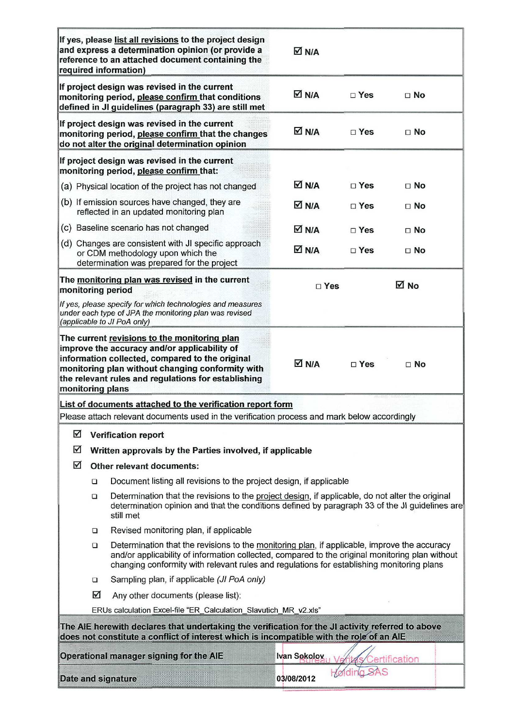| | | | |
|---|---|---|---|
| If yes, please list all revisions to the project design and express a determination opinion (or provide a reference to an attached document containing the required information) | ☑ N/A | | |
| If project design was revised in the current monitoring period, please confirm that conditions defined in JI guidelines (paragraph 33) are still met | ☑ N/A | □ Yes | □ No |
| If project design was revised in the current monitoring period, please confirm that the changes do not alter the original determination opinion | ☑ N/A | □ Yes | □ No |
| If project design was revised in the current monitoring period, please confirm that: | | | |
| (a) Physical location of the project has not changed | ☑ N/A | □ Yes | □ No |
| (b) If emission sources have changed, they are reflected in an updated monitoring plan | ☑ N/A | □ Yes | □ No |
| (c) Baseline scenario has not changed | ☑ N/A | □ Yes | □ No |
| (d) Changes are consistent with JI specific approach or CDM methodology upon which the determination was prepared for the project | ☑ N/A | □ Yes | □ No |
| The monitoring plan was revised in the current monitoring period<br>*If yes, please specify for which technologies and measures under each type of JPA the monitoring plan was revised (applicable to JI PoA only)* | □ Yes | | ☑ No |
| The current revisions to the monitoring plan improve the accuracy and/or applicability of information collected, compared to the original monitoring plan without changing conformity with the relevant rules and regulations for establishing monitoring plans | ☑ N/A | □ Yes | □ No |

**List of documents attached to the verification report form**

Please attach relevant documents used in the verification process and mark below accordingly

- ☑ **Verification report**
- ☑ **Written approvals by the Parties involved, if applicable**
- ☑ **Other relevant documents:**
  - □ Document listing all revisions to the project design, if applicable
  - □ Determination that the revisions to the project design, if applicable, do not alter the original determination opinion and that the conditions defined by paragraph 33 of the JI guidelines are still met
  - □ Revised monitoring plan, if applicable
  - □ Determination that the revisions to the monitoring plan, if applicable, improve the accuracy and/or applicability of information collected, compared to the original monitoring plan without changing conformity with relevant rules and regulations for establishing monitoring plans
  - □ Sampling plan, if applicable *(JI PoA only)*
  - ☑ Any other documents (please list):

ERUs calculation Excel-file "ER_Calculation_Slavutich_MR_v2.xls"

**The AIE herewith declares that undertaking the verification for the JI activity referred to above does not constitute a conflict of interest which is incompatible with the role of an AIE**

| | |
|---|---|
| **Operational manager signing for the AIE** | Ivan Sokolov<br>Bureau Veritas Certification Holding SAS |
| **Date and signature** | 03/08/2012 |